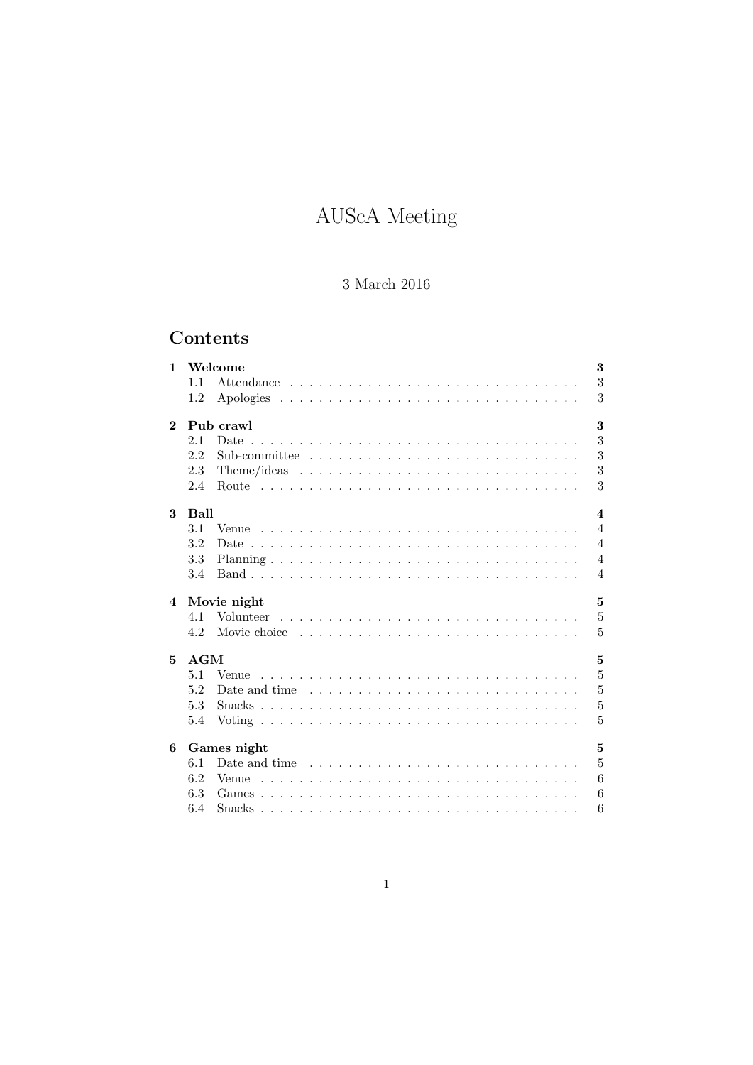# AUScA Meeting

3 March 2016

## Contents

- **1 Welcome** — 3
  - 1.1 Attendance — 3
  - 1.2 Apologies — 3
- **2 Pub crawl** — 3
  - 2.1 Date — 3
  - 2.2 Sub-committee — 3
  - 2.3 Theme/ideas — 3
  - 2.4 Route — 3
- **3 Ball** — 4
  - 3.1 Venue — 4
  - 3.2 Date — 4
  - 3.3 Planning — 4
  - 3.4 Band — 4
- **4 Movie night** — 5
  - 4.1 Volunteer — 5
  - 4.2 Movie choice — 5
- **5 AGM** — 5
  - 5.1 Venue — 5
  - 5.2 Date and time — 5
  - 5.3 Snacks — 5
  - 5.4 Voting — 5
- **6 Games night** — 5
  - 6.1 Date and time — 5
  - 6.2 Venue — 6
  - 6.3 Games — 6
  - 6.4 Snacks — 6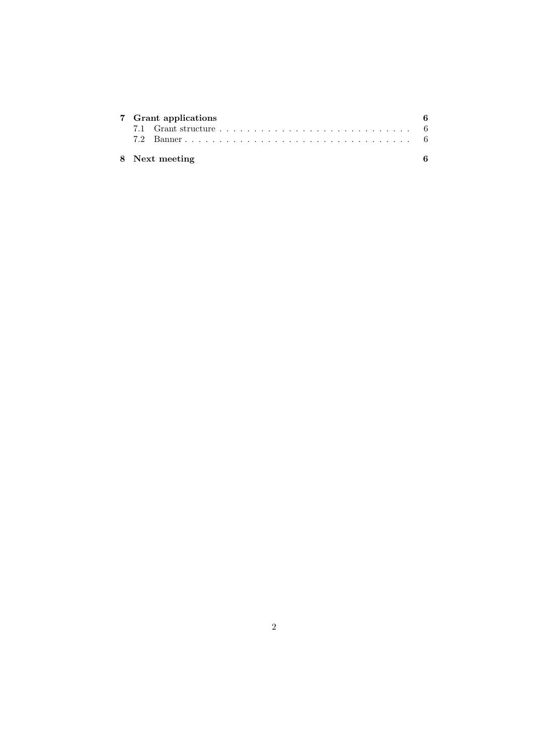**7 Grant applications** — **6**
- 7.1 Grant structure — 6
- 7.2 Banner — 6

**8 Next meeting** — **6**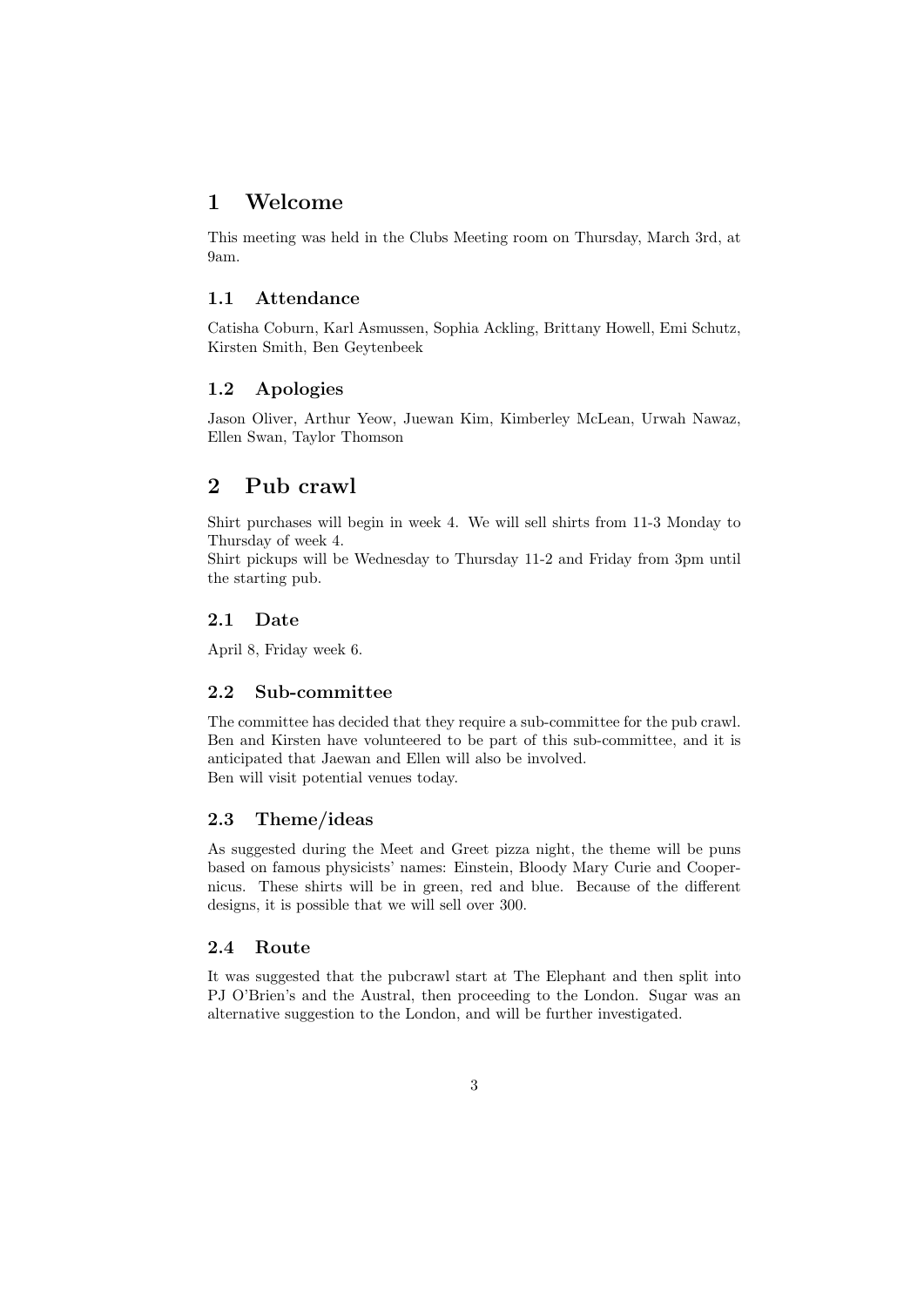# 1 Welcome

This meeting was held in the Clubs Meeting room on Thursday, March 3rd, at 9am.

## 1.1 Attendance

Catisha Coburn, Karl Asmussen, Sophia Ackling, Brittany Howell, Emi Schutz, Kirsten Smith, Ben Geytenbeek

## 1.2 Apologies

Jason Oliver, Arthur Yeow, Juewan Kim, Kimberley McLean, Urwah Nawaz, Ellen Swan, Taylor Thomson

# 2 Pub crawl

Shirt purchases will begin in week 4. We will sell shirts from 11-3 Monday to Thursday of week 4.
Shirt pickups will be Wednesday to Thursday 11-2 and Friday from 3pm until the starting pub.

## 2.1 Date

April 8, Friday week 6.

## 2.2 Sub-committee

The committee has decided that they require a sub-committee for the pub crawl. Ben and Kirsten have volunteered to be part of this sub-committee, and it is anticipated that Jaewan and Ellen will also be involved.
Ben will visit potential venues today.

## 2.3 Theme/ideas

As suggested during the Meet and Greet pizza night, the theme will be puns based on famous physicists' names: Einstein, Bloody Mary Curie and Coopernicus. These shirts will be in green, red and blue. Because of the different designs, it is possible that we will sell over 300.

## 2.4 Route

It was suggested that the pubcrawl start at The Elephant and then split into PJ O'Brien's and the Austral, then proceeding to the London. Sugar was an alternative suggestion to the London, and will be further investigated.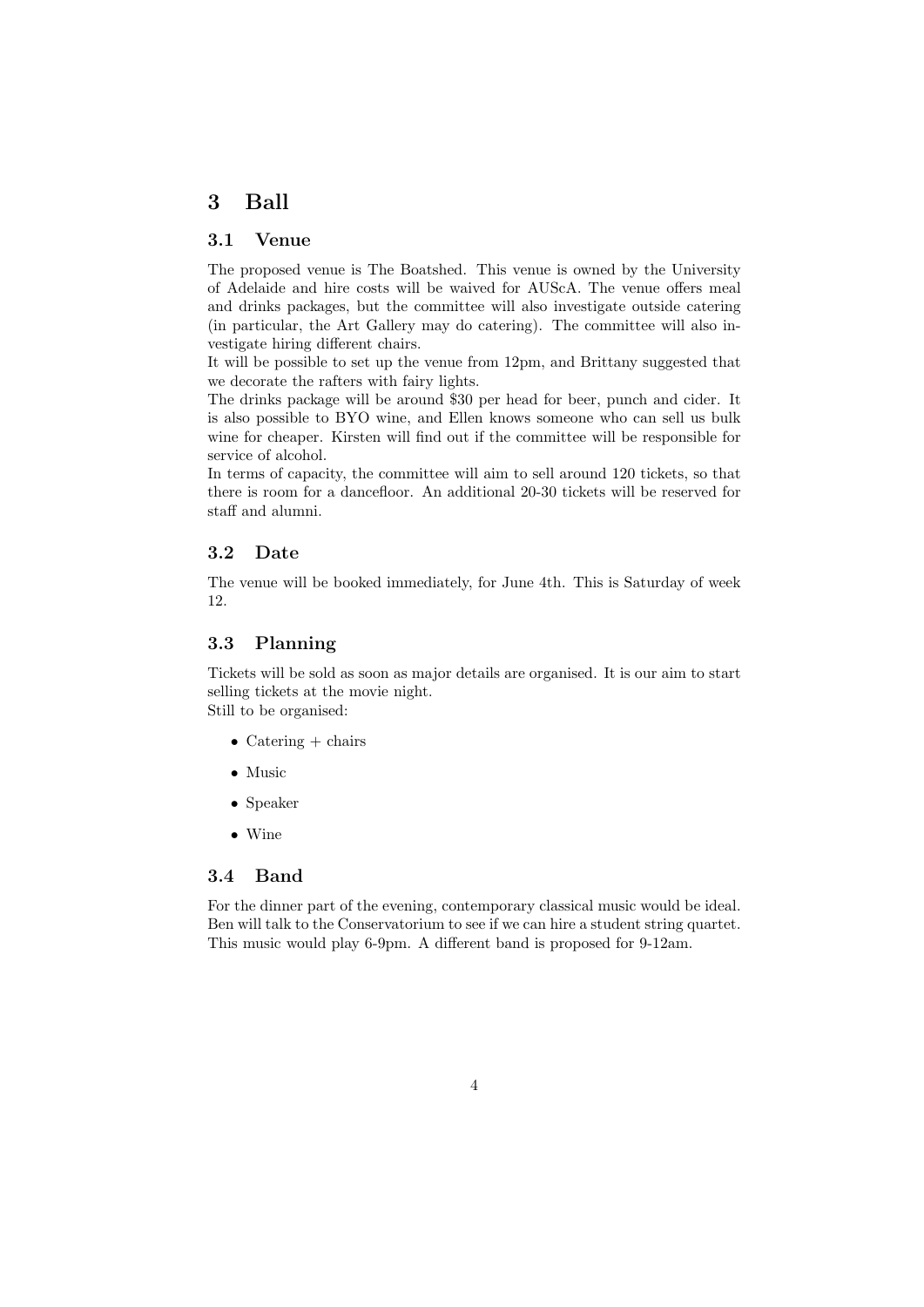# 3 Ball

## 3.1 Venue

The proposed venue is The Boatshed. This venue is owned by the University of Adelaide and hire costs will be waived for AUScA. The venue offers meal and drinks packages, but the committee will also investigate outside catering (in particular, the Art Gallery may do catering). The committee will also investigate hiring different chairs.
It will be possible to set up the venue from 12pm, and Brittany suggested that we decorate the rafters with fairy lights.
The drinks package will be around $30 per head for beer, punch and cider. It is also possible to BYO wine, and Ellen knows someone who can sell us bulk wine for cheaper. Kirsten will find out if the committee will be responsible for service of alcohol.
In terms of capacity, the committee will aim to sell around 120 tickets, so that there is room for a dancefloor. An additional 20-30 tickets will be reserved for staff and alumni.

## 3.2 Date

The venue will be booked immediately, for June 4th. This is Saturday of week 12.

## 3.3 Planning

Tickets will be sold as soon as major details are organised. It is our aim to start selling tickets at the movie night.
Still to be organised:

- Catering + chairs
- Music
- Speaker
- Wine

## 3.4 Band

For the dinner part of the evening, contemporary classical music would be ideal. Ben will talk to the Conservatorium to see if we can hire a student string quartet. This music would play 6-9pm. A different band is proposed for 9-12am.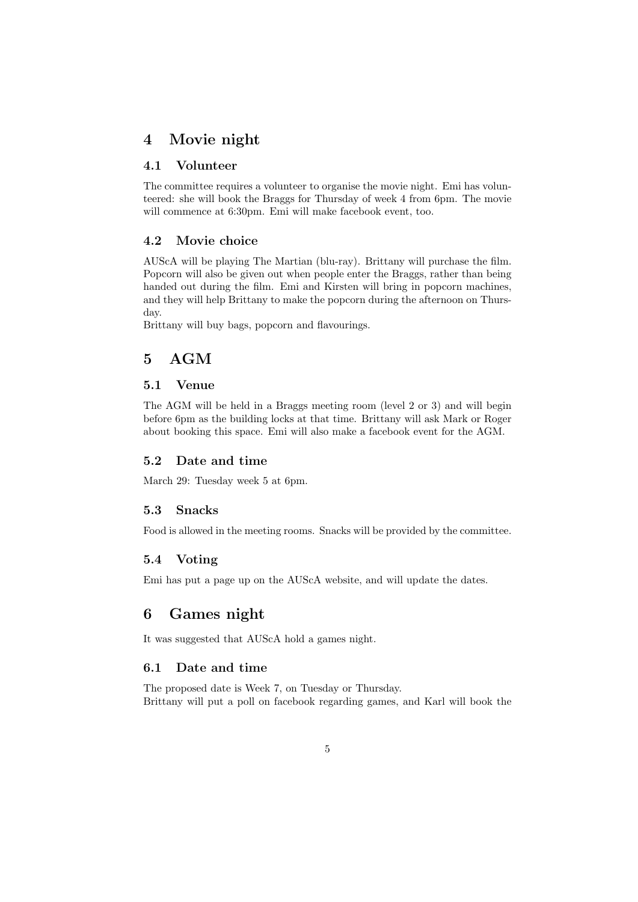# 4 Movie night

## 4.1 Volunteer

The committee requires a volunteer to organise the movie night. Emi has volunteered: she will book the Braggs for Thursday of week 4 from 6pm. The movie will commence at 6:30pm. Emi will make facebook event, too.

## 4.2 Movie choice

AUScA will be playing The Martian (blu-ray). Brittany will purchase the film. Popcorn will also be given out when people enter the Braggs, rather than being handed out during the film. Emi and Kirsten will bring in popcorn machines, and they will help Brittany to make the popcorn during the afternoon on Thursday.
Brittany will buy bags, popcorn and flavourings.

# 5 AGM

## 5.1 Venue

The AGM will be held in a Braggs meeting room (level 2 or 3) and will begin before 6pm as the building locks at that time. Brittany will ask Mark or Roger about booking this space. Emi will also make a facebook event for the AGM.

## 5.2 Date and time

March 29: Tuesday week 5 at 6pm.

## 5.3 Snacks

Food is allowed in the meeting rooms. Snacks will be provided by the committee.

## 5.4 Voting

Emi has put a page up on the AUScA website, and will update the dates.

# 6 Games night

It was suggested that AUScA hold a games night.

## 6.1 Date and time

The proposed date is Week 7, on Tuesday or Thursday.
Brittany will put a poll on facebook regarding games, and Karl will book the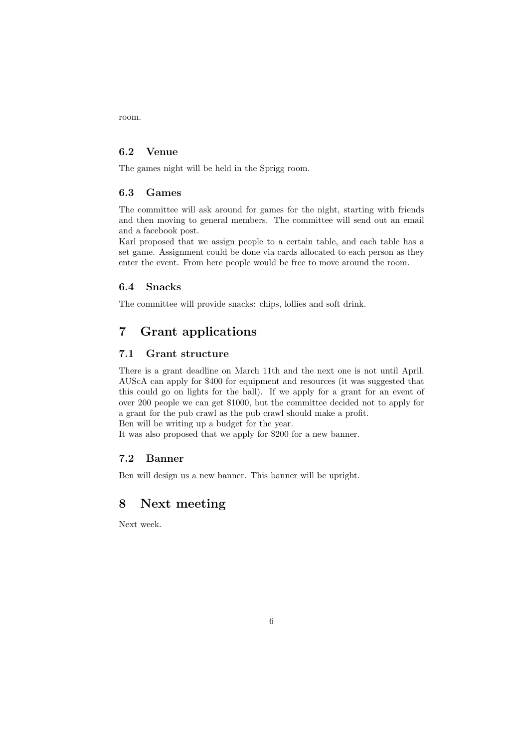room.

### 6.2 Venue

The games night will be held in the Sprigg room.

### 6.3 Games

The committee will ask around for games for the night, starting with friends and then moving to general members. The committee will send out an email and a facebook post.
Karl proposed that we assign people to a certain table, and each table has a set game. Assignment could be done via cards allocated to each person as they enter the event. From here people would be free to move around the room.

### 6.4 Snacks

The committee will provide snacks: chips, lollies and soft drink.

## 7 Grant applications

### 7.1 Grant structure

There is a grant deadline on March 11th and the next one is not until April. AUScA can apply for $400 for equipment and resources (it was suggested that this could go on lights for the ball). If we apply for a grant for an event of over 200 people we can get $1000, but the committee decided not to apply for a grant for the pub crawl as the pub crawl should make a profit.
Ben will be writing up a budget for the year.
It was also proposed that we apply for $200 for a new banner.

### 7.2 Banner

Ben will design us a new banner. This banner will be upright.

## 8 Next meeting

Next week.